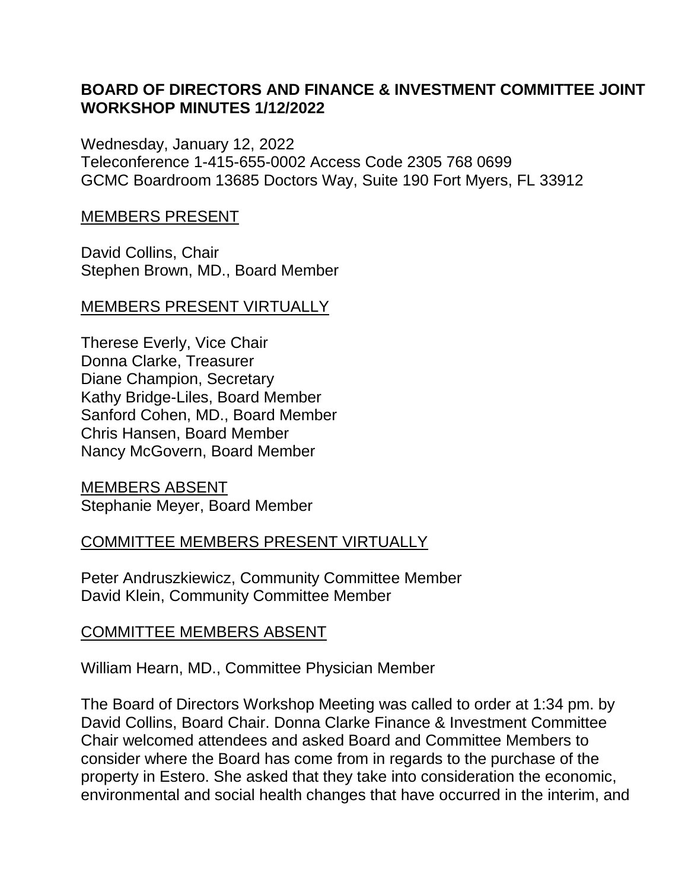# BOARD OF DIRECTORS AND FINANCE & INVESTMENT COMMITTEE JOINT WORKSHOP MINUTES 1/12/2022

Wednesday, January 12, 2022
Teleconference 1-415-655-0002 Access Code 2305 768 0699
GCMC Boardroom 13685 Doctors Way, Suite 190 Fort Myers, FL 33912

<u>MEMBERS PRESENT</u>

David Collins, Chair
Stephen Brown, MD., Board Member

<u>MEMBERS PRESENT VIRTUALLY</u>

Therese Everly, Vice Chair
Donna Clarke, Treasurer
Diane Champion, Secretary
Kathy Bridge-Liles, Board Member
Sanford Cohen, MD., Board Member
Chris Hansen, Board Member
Nancy McGovern, Board Member

<u>MEMBERS ABSENT</u>
Stephanie Meyer, Board Member

<u>COMMITTEE MEMBERS PRESENT VIRTUALLY</u>

Peter Andruszkiewicz, Community Committee Member
David Klein, Community Committee Member

<u>COMMITTEE MEMBERS ABSENT</u>

William Hearn, MD., Committee Physician Member

The Board of Directors Workshop Meeting was called to order at 1:34 pm. by David Collins, Board Chair. Donna Clarke Finance & Investment Committee Chair welcomed attendees and asked Board and Committee Members to consider where the Board has come from in regards to the purchase of the property in Estero. She asked that they take into consideration the economic, environmental and social health changes that have occurred in the interim, and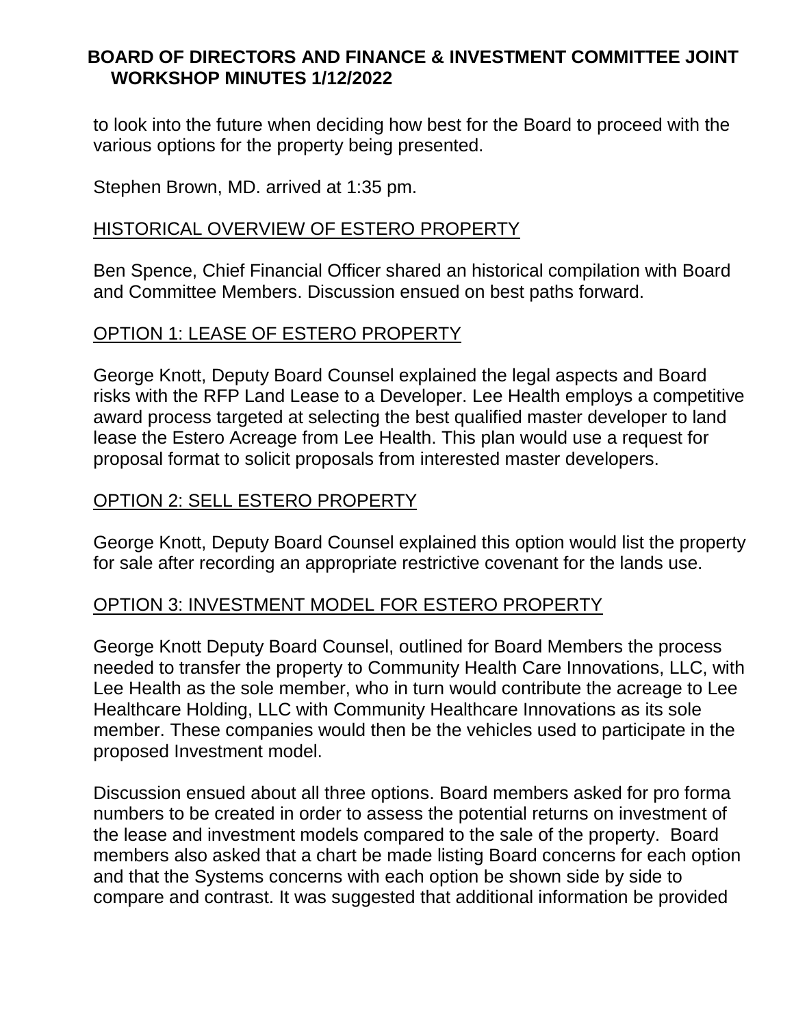to look into the future when deciding how best for the Board to proceed with the various options for the property being presented.

Stephen Brown, MD. arrived at 1:35 pm.

## HISTORICAL OVERVIEW OF ESTERO PROPERTY

Ben Spence, Chief Financial Officer shared an historical compilation with Board and Committee Members. Discussion ensued on best paths forward.

## OPTION 1: LEASE OF ESTERO PROPERTY

George Knott, Deputy Board Counsel explained the legal aspects and Board risks with the RFP Land Lease to a Developer. Lee Health employs a competitive award process targeted at selecting the best qualified master developer to land lease the Estero Acreage from Lee Health. This plan would use a request for proposal format to solicit proposals from interested master developers.

## OPTION 2: SELL ESTERO PROPERTY

George Knott, Deputy Board Counsel explained this option would list the property for sale after recording an appropriate restrictive covenant for the lands use.

## OPTION 3: INVESTMENT MODEL FOR ESTERO PROPERTY

George Knott Deputy Board Counsel, outlined for Board Members the process needed to transfer the property to Community Health Care Innovations, LLC, with Lee Health as the sole member, who in turn would contribute the acreage to Lee Healthcare Holding, LLC with Community Healthcare Innovations as its sole member. These companies would then be the vehicles used to participate in the proposed Investment model.

Discussion ensued about all three options. Board members asked for pro forma numbers to be created in order to assess the potential returns on investment of the lease and investment models compared to the sale of the property. Board members also asked that a chart be made listing Board concerns for each option and that the Systems concerns with each option be shown side by side to compare and contrast. It was suggested that additional information be provided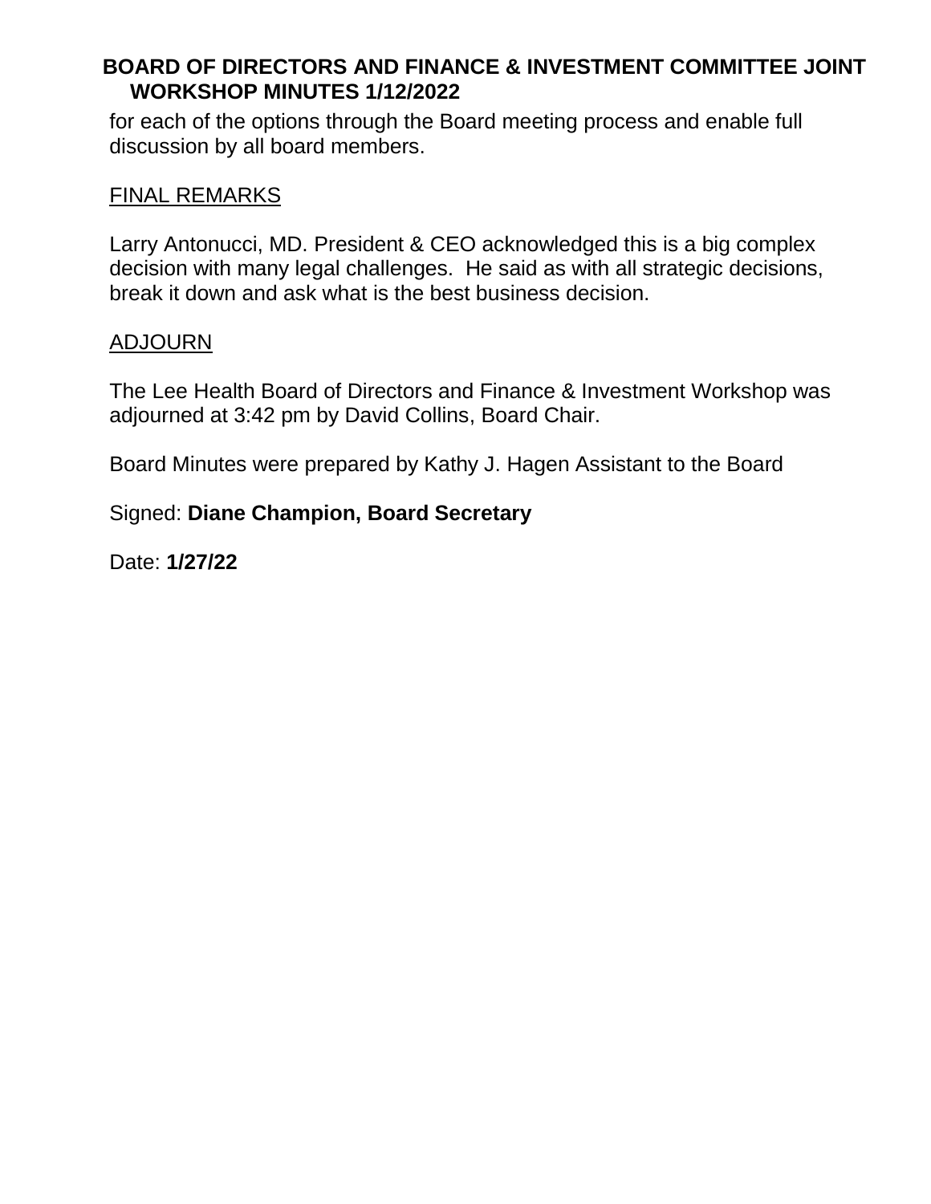for each of the options through the Board meeting process and enable full discussion by all board members.

FINAL REMARKS

Larry Antonucci, MD. President & CEO acknowledged this is a big complex decision with many legal challenges. He said as with all strategic decisions, break it down and ask what is the best business decision.

ADJOURN

The Lee Health Board of Directors and Finance & Investment Workshop was adjourned at 3:42 pm by David Collins, Board Chair.

Board Minutes were prepared by Kathy J. Hagen Assistant to the Board

Signed: **Diane Champion, Board Secretary**

Date: **1/27/22**